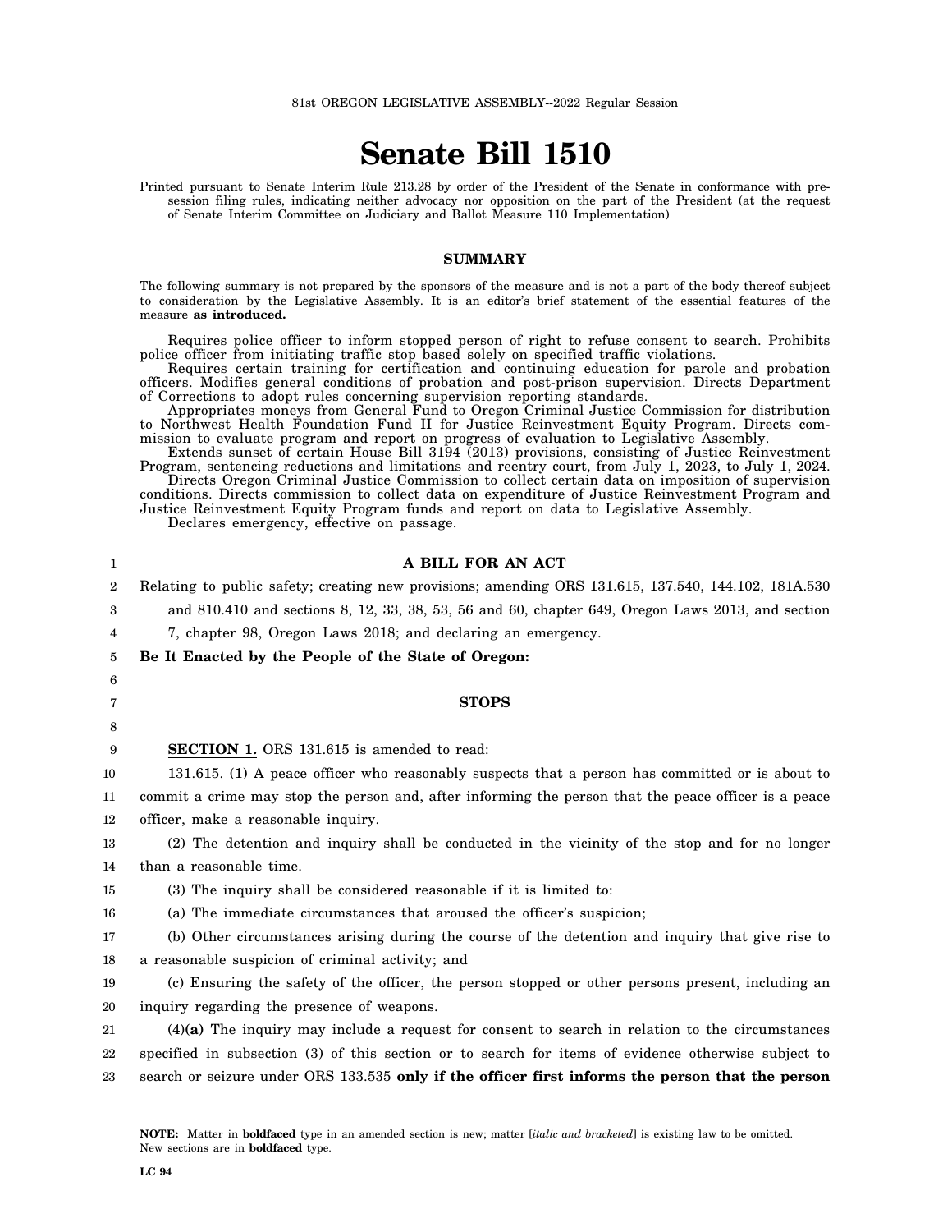81st OREGON LEGISLATIVE ASSEMBLY--2022 Regular Session

# Senate Bill 1510

Printed pursuant to Senate Interim Rule 213.28 by order of the President of the Senate in conformance with presession filing rules, indicating neither advocacy nor opposition on the part of the President (at the request of Senate Interim Committee on Judiciary and Ballot Measure 110 Implementation)

## SUMMARY

The following summary is not prepared by the sponsors of the measure and is not a part of the body thereof subject to consideration by the Legislative Assembly. It is an editor's brief statement of the essential features of the measure **as introduced.**

Requires police officer to inform stopped person of right to refuse consent to search. Prohibits police officer from initiating traffic stop based solely on specified traffic violations.

Requires certain training for certification and continuing education for parole and probation officers. Modifies general conditions of probation and post-prison supervision. Directs Department of Corrections to adopt rules concerning supervision reporting standards.

Appropriates moneys from General Fund to Oregon Criminal Justice Commission for distribution to Northwest Health Foundation Fund II for Justice Reinvestment Equity Program. Directs commission to evaluate program and report on progress of evaluation to Legislative Assembly.

Extends sunset of certain House Bill 3194 (2013) provisions, consisting of Justice Reinvestment Program, sentencing reductions and limitations and reentry court, from July 1, 2023, to July 1, 2024.

Directs Oregon Criminal Justice Commission to collect certain data on imposition of supervision conditions. Directs commission to collect data on expenditure of Justice Reinvestment Program and Justice Reinvestment Equity Program funds and report on data to Legislative Assembly.

Declares emergency, effective on passage.

**A BILL FOR AN ACT**

Relating to public safety; creating new provisions; amending ORS 131.615, 137.540, 144.102, 181A.530 and 810.410 and sections 8, 12, 33, 38, 53, 56 and 60, chapter 649, Oregon Laws 2013, and section 7, chapter 98, Oregon Laws 2018; and declaring an emergency.

**Be It Enacted by the People of the State of Oregon:**

**STOPS**

**SECTION 1.** ORS 131.615 is amended to read:

131.615. (1) A peace officer who reasonably suspects that a person has committed or is about to commit a crime may stop the person and, after informing the person that the peace officer is a peace officer, make a reasonable inquiry.

(2) The detention and inquiry shall be conducted in the vicinity of the stop and for no longer than a reasonable time.

(3) The inquiry shall be considered reasonable if it is limited to:

(a) The immediate circumstances that aroused the officer's suspicion;

(b) Other circumstances arising during the course of the detention and inquiry that give rise to a reasonable suspicion of criminal activity; and

(c) Ensuring the safety of the officer, the person stopped or other persons present, including an inquiry regarding the presence of weapons.

(4)**(a)** The inquiry may include a request for consent to search in relation to the circumstances specified in subsection (3) of this section or to search for items of evidence otherwise subject to search or seizure under ORS 133.535 **only if the officer first informs the person that the person**

NOTE: Matter in **boldfaced** type in an amended section is new; matter [*italic and bracketed*] is existing law to be omitted. New sections are in **boldfaced** type.

LC 94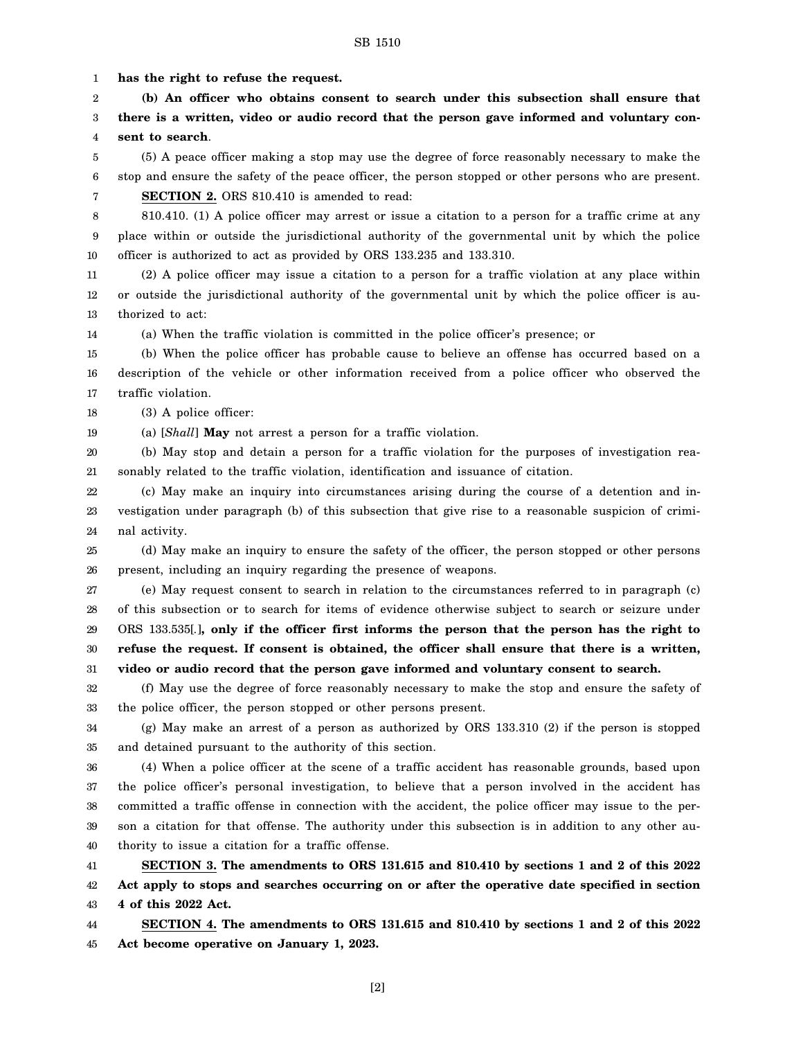**has the right to refuse the request.**

**(b) An officer who obtains consent to search under this subsection shall ensure that there is a written, video or audio record that the person gave informed and voluntary consent to search**.

(5) A peace officer making a stop may use the degree of force reasonably necessary to make the stop and ensure the safety of the peace officer, the person stopped or other persons who are present.

**SECTION 2.** ORS 810.410 is amended to read:

810.410. (1) A police officer may arrest or issue a citation to a person for a traffic crime at any place within or outside the jurisdictional authority of the governmental unit by which the police officer is authorized to act as provided by ORS 133.235 and 133.310.

(2) A police officer may issue a citation to a person for a traffic violation at any place within or outside the jurisdictional authority of the governmental unit by which the police officer is authorized to act:

(a) When the traffic violation is committed in the police officer's presence; or

(b) When the police officer has probable cause to believe an offense has occurred based on a description of the vehicle or other information received from a police officer who observed the traffic violation.

(3) A police officer:

(a) [*Shall*] **May** not arrest a person for a traffic violation.

(b) May stop and detain a person for a traffic violation for the purposes of investigation reasonably related to the traffic violation, identification and issuance of citation.

(c) May make an inquiry into circumstances arising during the course of a detention and investigation under paragraph (b) of this subsection that give rise to a reasonable suspicion of criminal activity.

(d) May make an inquiry to ensure the safety of the officer, the person stopped or other persons present, including an inquiry regarding the presence of weapons.

(e) May request consent to search in relation to the circumstances referred to in paragraph (c) of this subsection or to search for items of evidence otherwise subject to search or seizure under ORS 133.535[*.*]**, only if the officer first informs the person that the person has the right to refuse the request. If consent is obtained, the officer shall ensure that there is a written, video or audio record that the person gave informed and voluntary consent to search.**

(f) May use the degree of force reasonably necessary to make the stop and ensure the safety of the police officer, the person stopped or other persons present.

(g) May make an arrest of a person as authorized by ORS 133.310 (2) if the person is stopped and detained pursuant to the authority of this section.

(4) When a police officer at the scene of a traffic accident has reasonable grounds, based upon the police officer's personal investigation, to believe that a person involved in the accident has committed a traffic offense in connection with the accident, the police officer may issue to the person a citation for that offense. The authority under this subsection is in addition to any other authority to issue a citation for a traffic offense.

**SECTION 3. The amendments to ORS 131.615 and 810.410 by sections 1 and 2 of this 2022 Act apply to stops and searches occurring on or after the operative date specified in section 4 of this 2022 Act.**

**SECTION 4. The amendments to ORS 131.615 and 810.410 by sections 1 and 2 of this 2022 Act become operative on January 1, 2023.**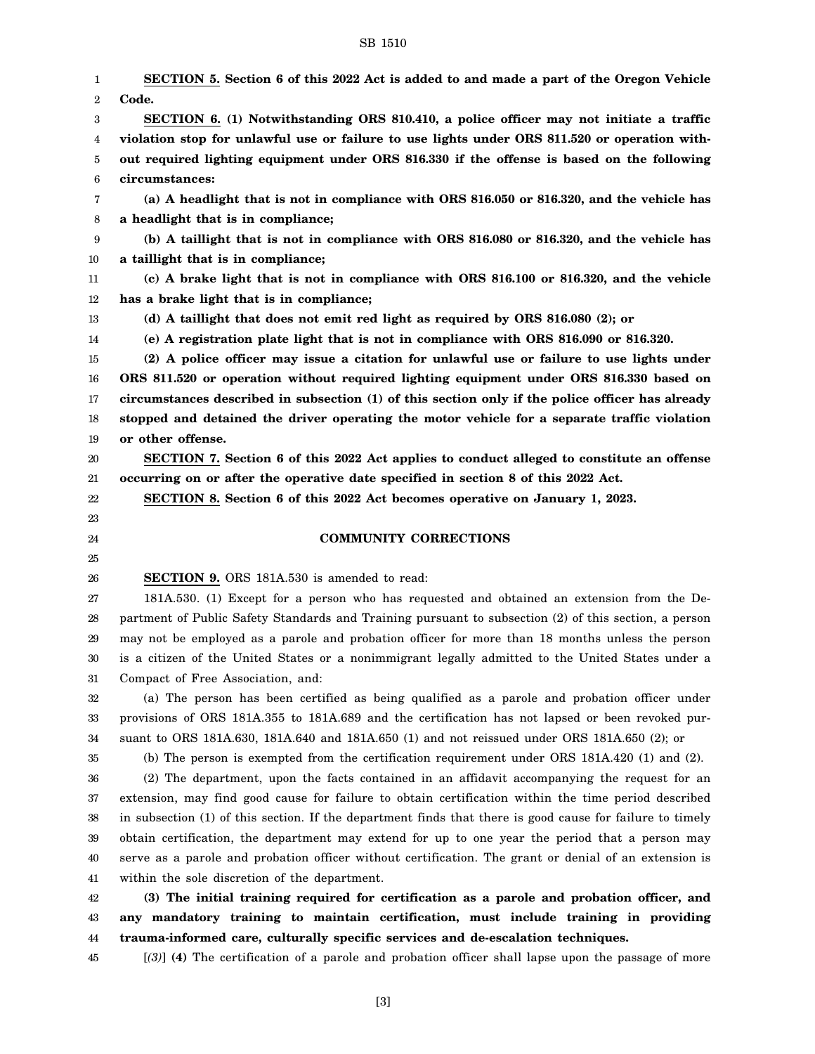**SECTION 5. Section 6 of this 2022 Act is added to and made a part of the Oregon Vehicle Code.**

**SECTION 6. (1) Notwithstanding ORS 810.410, a police officer may not initiate a traffic violation stop for unlawful use or failure to use lights under ORS 811.520 or operation without required lighting equipment under ORS 816.330 if the offense is based on the following circumstances:**

**(a) A headlight that is not in compliance with ORS 816.050 or 816.320, and the vehicle has a headlight that is in compliance;**

**(b) A taillight that is not in compliance with ORS 816.080 or 816.320, and the vehicle has a taillight that is in compliance;**

**(c) A brake light that is not in compliance with ORS 816.100 or 816.320, and the vehicle has a brake light that is in compliance;**

**(d) A taillight that does not emit red light as required by ORS 816.080 (2); or**

**(e) A registration plate light that is not in compliance with ORS 816.090 or 816.320.**

**(2) A police officer may issue a citation for unlawful use or failure to use lights under ORS 811.520 or operation without required lighting equipment under ORS 816.330 based on circumstances described in subsection (1) of this section only if the police officer has already stopped and detained the driver operating the motor vehicle for a separate traffic violation or other offense.**

**SECTION 7. Section 6 of this 2022 Act applies to conduct alleged to constitute an offense occurring on or after the operative date specified in section 8 of this 2022 Act.**

**SECTION 8. Section 6 of this 2022 Act becomes operative on January 1, 2023.**

## COMMUNITY CORRECTIONS

**SECTION 9.** ORS 181A.530 is amended to read:

181A.530. (1) Except for a person who has requested and obtained an extension from the Department of Public Safety Standards and Training pursuant to subsection (2) of this section, a person may not be employed as a parole and probation officer for more than 18 months unless the person is a citizen of the United States or a nonimmigrant legally admitted to the United States under a Compact of Free Association, and:

(a) The person has been certified as being qualified as a parole and probation officer under provisions of ORS 181A.355 to 181A.689 and the certification has not lapsed or been revoked pursuant to ORS 181A.630, 181A.640 and 181A.650 (1) and not reissued under ORS 181A.650 (2); or

(b) The person is exempted from the certification requirement under ORS 181A.420 (1) and (2).

(2) The department, upon the facts contained in an affidavit accompanying the request for an extension, may find good cause for failure to obtain certification within the time period described in subsection (1) of this section. If the department finds that there is good cause for failure to timely obtain certification, the department may extend for up to one year the period that a person may serve as a parole and probation officer without certification. The grant or denial of an extension is within the sole discretion of the department.

**(3) The initial training required for certification as a parole and probation officer, and any mandatory training to maintain certification, must include training in providing trauma-informed care, culturally specific services and de-escalation techniques.**

[*(3)*] **(4)** The certification of a parole and probation officer shall lapse upon the passage of more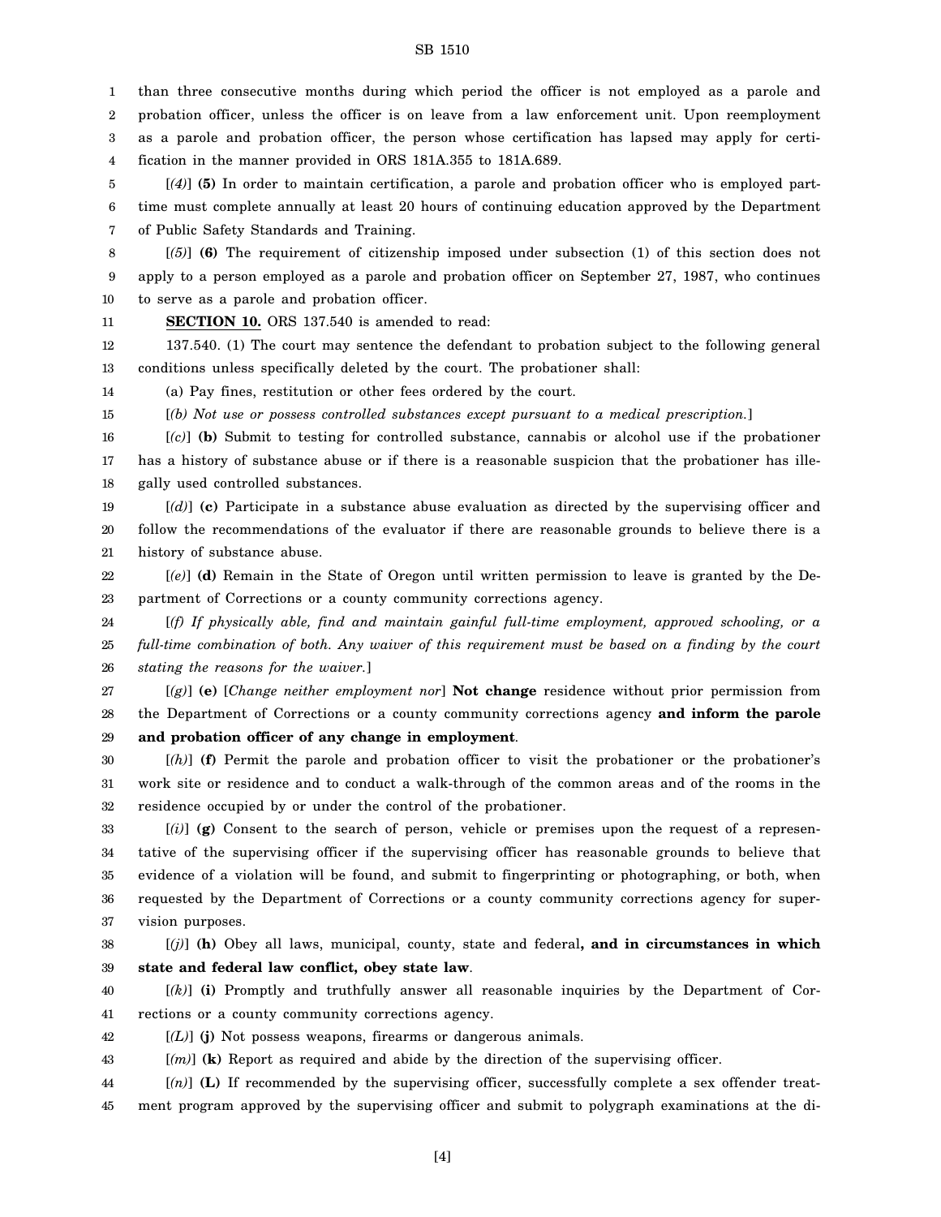than three consecutive months during which period the officer is not employed as a parole and probation officer, unless the officer is on leave from a law enforcement unit. Upon reemployment as a parole and probation officer, the person whose certification has lapsed may apply for certification in the manner provided in ORS 181A.355 to 181A.689.

[*(4)*] **(5)** In order to maintain certification, a parole and probation officer who is employed part-time must complete annually at least 20 hours of continuing education approved by the Department of Public Safety Standards and Training.

[*(5)*] **(6)** The requirement of citizenship imposed under subsection (1) of this section does not apply to a person employed as a parole and probation officer on September 27, 1987, who continues to serve as a parole and probation officer.

**SECTION 10.** ORS 137.540 is amended to read:

137.540. (1) The court may sentence the defendant to probation subject to the following general conditions unless specifically deleted by the court. The probationer shall:

(a) Pay fines, restitution or other fees ordered by the court.

[*(b) Not use or possess controlled substances except pursuant to a medical prescription.*]

[*(c)*] **(b)** Submit to testing for controlled substance, cannabis or alcohol use if the probationer has a history of substance abuse or if there is a reasonable suspicion that the probationer has illegally used controlled substances.

[*(d)*] **(c)** Participate in a substance abuse evaluation as directed by the supervising officer and follow the recommendations of the evaluator if there are reasonable grounds to believe there is a history of substance abuse.

[*(e)*] **(d)** Remain in the State of Oregon until written permission to leave is granted by the Department of Corrections or a county community corrections agency.

[*(f) If physically able, find and maintain gainful full-time employment, approved schooling, or a full-time combination of both. Any waiver of this requirement must be based on a finding by the court stating the reasons for the waiver.*]

[*(g)*] **(e)** [*Change neither employment nor*] **Not change** residence without prior permission from the Department of Corrections or a county community corrections agency **and inform the parole and probation officer of any change in employment**.

[*(h)*] **(f)** Permit the parole and probation officer to visit the probationer or the probationer's work site or residence and to conduct a walk-through of the common areas and of the rooms in the residence occupied by or under the control of the probationer.

[*(i)*] **(g)** Consent to the search of person, vehicle or premises upon the request of a representative of the supervising officer if the supervising officer has reasonable grounds to believe that evidence of a violation will be found, and submit to fingerprinting or photographing, or both, when requested by the Department of Corrections or a county community corrections agency for supervision purposes.

[*(j)*] **(h)** Obey all laws, municipal, county, state and federal**, and in circumstances in which state and federal law conflict, obey state law**.

[*(k)*] **(i)** Promptly and truthfully answer all reasonable inquiries by the Department of Corrections or a county community corrections agency.

[*(L)*] **(j)** Not possess weapons, firearms or dangerous animals.

[*(m)*] **(k)** Report as required and abide by the direction of the supervising officer.

[*(n)*] **(L)** If recommended by the supervising officer, successfully complete a sex offender treatment program approved by the supervising officer and submit to polygraph examinations at the di-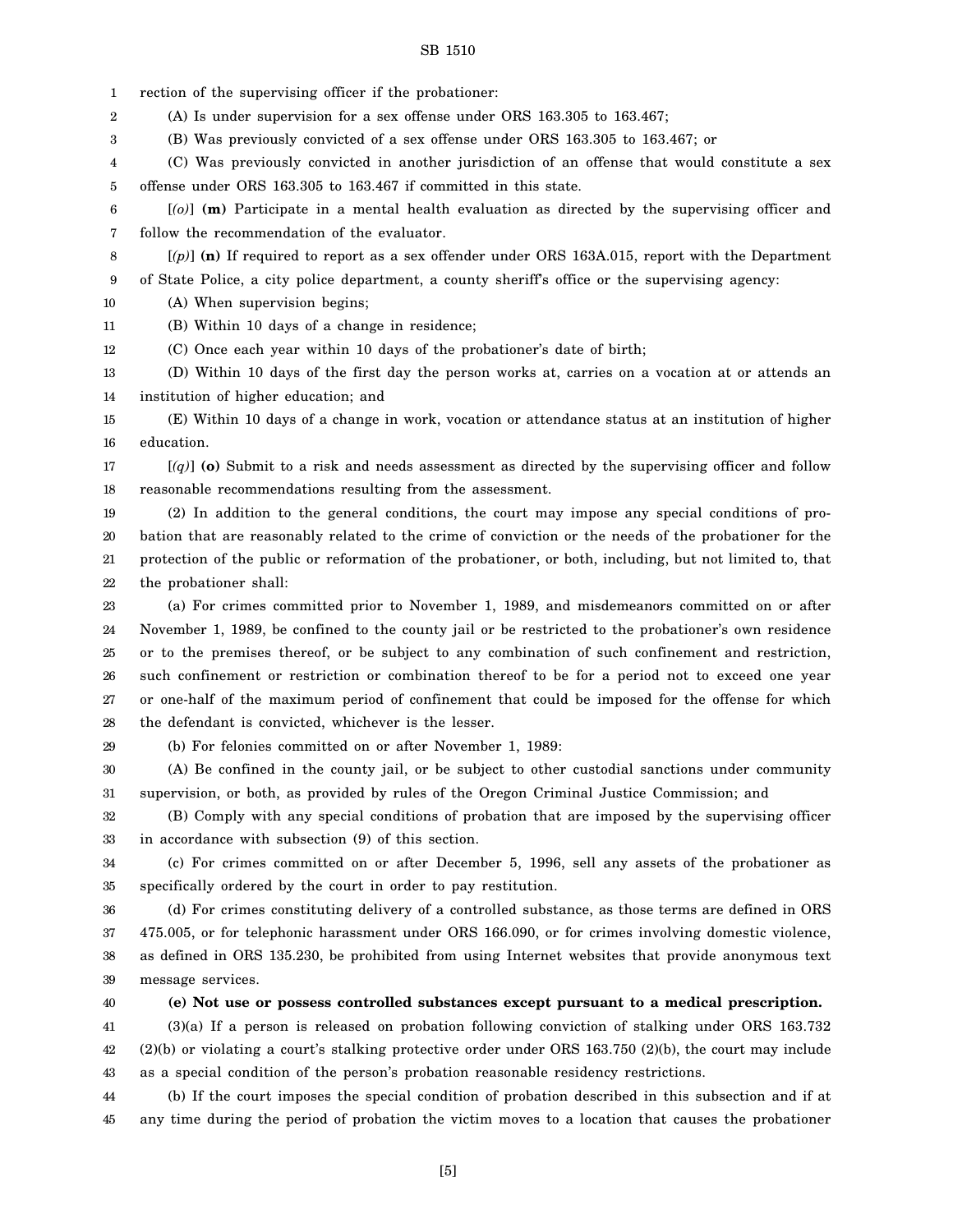rection of the supervising officer if the probationer:

(A) Is under supervision for a sex offense under ORS 163.305 to 163.467;

(B) Was previously convicted of a sex offense under ORS 163.305 to 163.467; or

(C) Was previously convicted in another jurisdiction of an offense that would constitute a sex offense under ORS 163.305 to 163.467 if committed in this state.

[*(o)*] **(m)** Participate in a mental health evaluation as directed by the supervising officer and follow the recommendation of the evaluator.

[*(p)*] **(n)** If required to report as a sex offender under ORS 163A.015, report with the Department of State Police, a city police department, a county sheriff's office or the supervising agency:

(A) When supervision begins;

(B) Within 10 days of a change in residence;

(C) Once each year within 10 days of the probationer's date of birth;

(D) Within 10 days of the first day the person works at, carries on a vocation at or attends an institution of higher education; and

(E) Within 10 days of a change in work, vocation or attendance status at an institution of higher education.

[*(q)*] **(o)** Submit to a risk and needs assessment as directed by the supervising officer and follow reasonable recommendations resulting from the assessment.

(2) In addition to the general conditions, the court may impose any special conditions of probation that are reasonably related to the crime of conviction or the needs of the probationer for the protection of the public or reformation of the probationer, or both, including, but not limited to, that the probationer shall:

(a) For crimes committed prior to November 1, 1989, and misdemeanors committed on or after November 1, 1989, be confined to the county jail or be restricted to the probationer's own residence or to the premises thereof, or be subject to any combination of such confinement and restriction, such confinement or restriction or combination thereof to be for a period not to exceed one year or one-half of the maximum period of confinement that could be imposed for the offense for which the defendant is convicted, whichever is the lesser.

(b) For felonies committed on or after November 1, 1989:

(A) Be confined in the county jail, or be subject to other custodial sanctions under community supervision, or both, as provided by rules of the Oregon Criminal Justice Commission; and

(B) Comply with any special conditions of probation that are imposed by the supervising officer in accordance with subsection (9) of this section.

(c) For crimes committed on or after December 5, 1996, sell any assets of the probationer as specifically ordered by the court in order to pay restitution.

(d) For crimes constituting delivery of a controlled substance, as those terms are defined in ORS 475.005, or for telephonic harassment under ORS 166.090, or for crimes involving domestic violence, as defined in ORS 135.230, be prohibited from using Internet websites that provide anonymous text message services.

**(e) Not use or possess controlled substances except pursuant to a medical prescription.**

(3)(a) If a person is released on probation following conviction of stalking under ORS 163.732 (2)(b) or violating a court's stalking protective order under ORS 163.750 (2)(b), the court may include as a special condition of the person's probation reasonable residency restrictions.

(b) If the court imposes the special condition of probation described in this subsection and if at any time during the period of probation the victim moves to a location that causes the probationer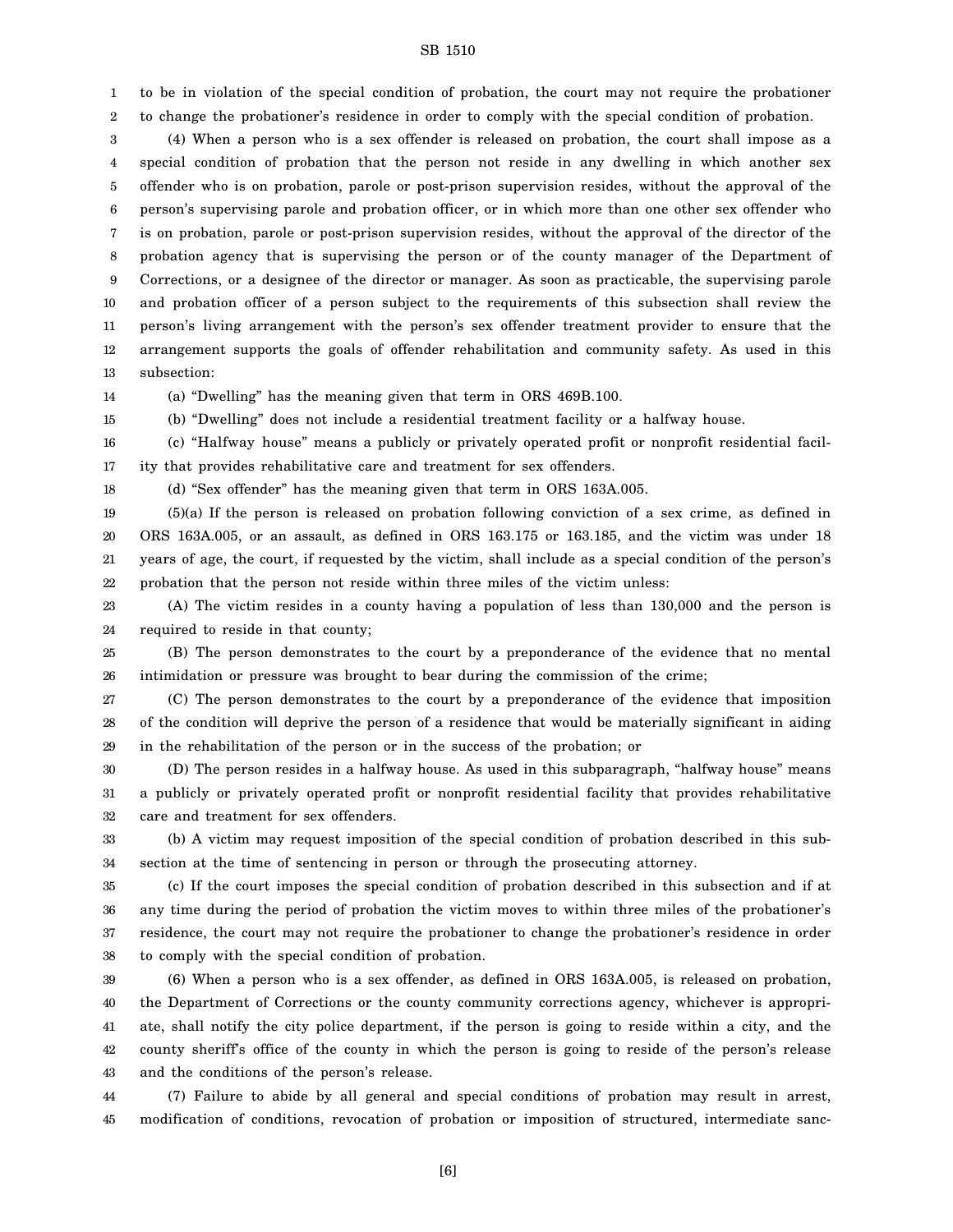to be in violation of the special condition of probation, the court may not require the probationer to change the probationer's residence in order to comply with the special condition of probation.

(4) When a person who is a sex offender is released on probation, the court shall impose as a special condition of probation that the person not reside in any dwelling in which another sex offender who is on probation, parole or post-prison supervision resides, without the approval of the person's supervising parole and probation officer, or in which more than one other sex offender who is on probation, parole or post-prison supervision resides, without the approval of the director of the probation agency that is supervising the person or of the county manager of the Department of Corrections, or a designee of the director or manager. As soon as practicable, the supervising parole and probation officer of a person subject to the requirements of this subsection shall review the person's living arrangement with the person's sex offender treatment provider to ensure that the arrangement supports the goals of offender rehabilitation and community safety. As used in this subsection:

(a) "Dwelling" has the meaning given that term in ORS 469B.100.

(b) "Dwelling" does not include a residential treatment facility or a halfway house.

(c) "Halfway house" means a publicly or privately operated profit or nonprofit residential facility that provides rehabilitative care and treatment for sex offenders.

(d) "Sex offender" has the meaning given that term in ORS 163A.005.

(5)(a) If the person is released on probation following conviction of a sex crime, as defined in ORS 163A.005, or an assault, as defined in ORS 163.175 or 163.185, and the victim was under 18 years of age, the court, if requested by the victim, shall include as a special condition of the person's probation that the person not reside within three miles of the victim unless:

(A) The victim resides in a county having a population of less than 130,000 and the person is required to reside in that county;

(B) The person demonstrates to the court by a preponderance of the evidence that no mental intimidation or pressure was brought to bear during the commission of the crime;

(C) The person demonstrates to the court by a preponderance of the evidence that imposition of the condition will deprive the person of a residence that would be materially significant in aiding in the rehabilitation of the person or in the success of the probation; or

(D) The person resides in a halfway house. As used in this subparagraph, "halfway house" means a publicly or privately operated profit or nonprofit residential facility that provides rehabilitative care and treatment for sex offenders.

(b) A victim may request imposition of the special condition of probation described in this subsection at the time of sentencing in person or through the prosecuting attorney.

(c) If the court imposes the special condition of probation described in this subsection and if at any time during the period of probation the victim moves to within three miles of the probationer's residence, the court may not require the probationer to change the probationer's residence in order to comply with the special condition of probation.

(6) When a person who is a sex offender, as defined in ORS 163A.005, is released on probation, the Department of Corrections or the county community corrections agency, whichever is appropriate, shall notify the city police department, if the person is going to reside within a city, and the county sheriff's office of the county in which the person is going to reside of the person's release and the conditions of the person's release.

(7) Failure to abide by all general and special conditions of probation may result in arrest, modification of conditions, revocation of probation or imposition of structured, intermediate sanc-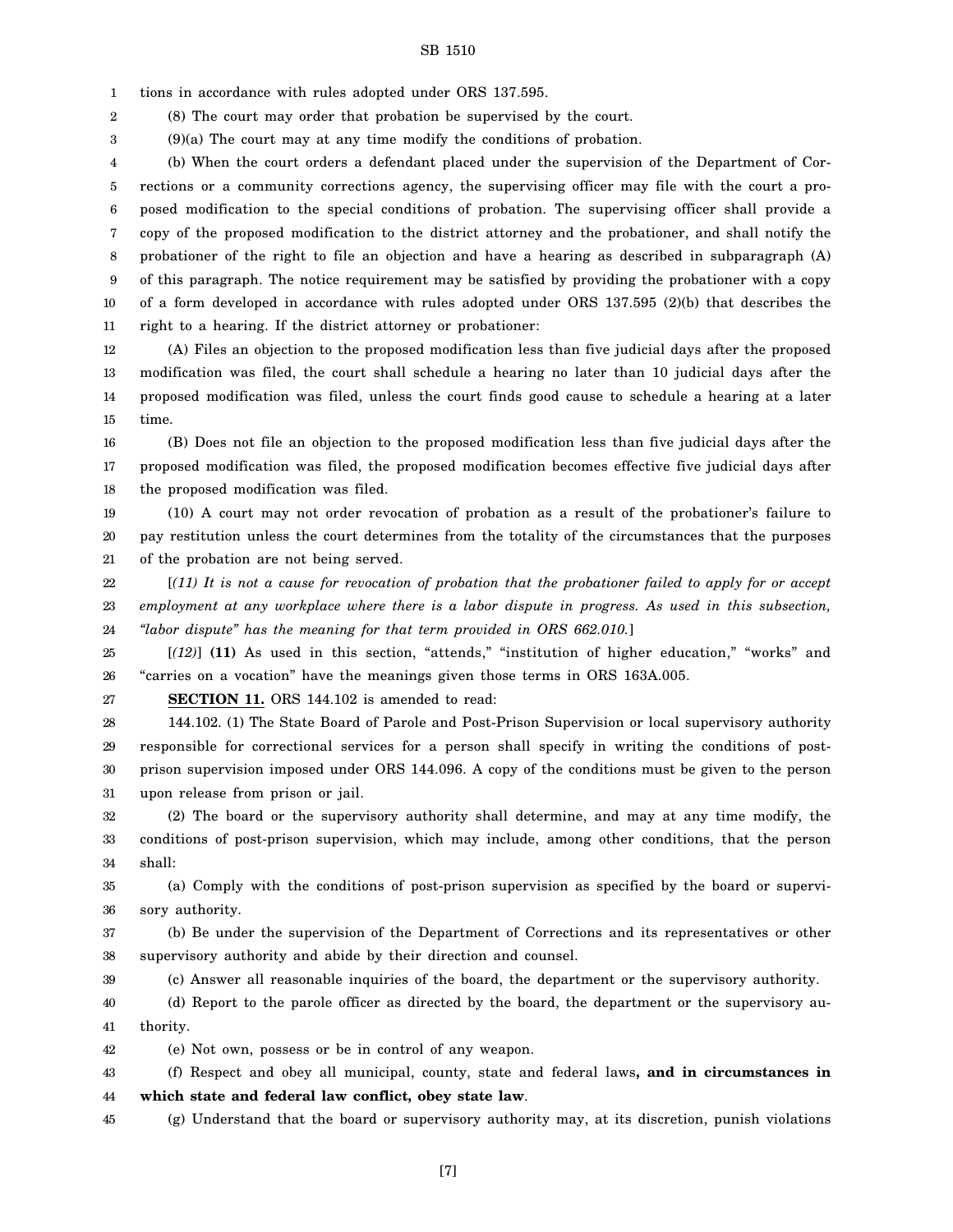tions in accordance with rules adopted under ORS 137.595.

(8) The court may order that probation be supervised by the court.

(9)(a) The court may at any time modify the conditions of probation.

(b) When the court orders a defendant placed under the supervision of the Department of Corrections or a community corrections agency, the supervising officer may file with the court a proposed modification to the special conditions of probation. The supervising officer shall provide a copy of the proposed modification to the district attorney and the probationer, and shall notify the probationer of the right to file an objection and have a hearing as described in subparagraph (A) of this paragraph. The notice requirement may be satisfied by providing the probationer with a copy of a form developed in accordance with rules adopted under ORS 137.595 (2)(b) that describes the right to a hearing. If the district attorney or probationer:

(A) Files an objection to the proposed modification less than five judicial days after the proposed modification was filed, the court shall schedule a hearing no later than 10 judicial days after the proposed modification was filed, unless the court finds good cause to schedule a hearing at a later time.

(B) Does not file an objection to the proposed modification less than five judicial days after the proposed modification was filed, the proposed modification becomes effective five judicial days after the proposed modification was filed.

(10) A court may not order revocation of probation as a result of the probationer's failure to pay restitution unless the court determines from the totality of the circumstances that the purposes of the probation are not being served.

[*(11) It is not a cause for revocation of probation that the probationer failed to apply for or accept employment at any workplace where there is a labor dispute in progress. As used in this subsection, "labor dispute" has the meaning for that term provided in ORS 662.010.*]

[*(12)*] **(11)** As used in this section, "attends," "institution of higher education," "works" and "carries on a vocation" have the meanings given those terms in ORS 163A.005.

**SECTION 11.** ORS 144.102 is amended to read:

144.102. (1) The State Board of Parole and Post-Prison Supervision or local supervisory authority responsible for correctional services for a person shall specify in writing the conditions of post-prison supervision imposed under ORS 144.096. A copy of the conditions must be given to the person upon release from prison or jail.

(2) The board or the supervisory authority shall determine, and may at any time modify, the conditions of post-prison supervision, which may include, among other conditions, that the person shall:

(a) Comply with the conditions of post-prison supervision as specified by the board or supervisory authority.

(b) Be under the supervision of the Department of Corrections and its representatives or other supervisory authority and abide by their direction and counsel.

(c) Answer all reasonable inquiries of the board, the department or the supervisory authority.

(d) Report to the parole officer as directed by the board, the department or the supervisory authority.

(e) Not own, possess or be in control of any weapon.

(f) Respect and obey all municipal, county, state and federal laws**, and in circumstances in which state and federal law conflict, obey state law**.

(g) Understand that the board or supervisory authority may, at its discretion, punish violations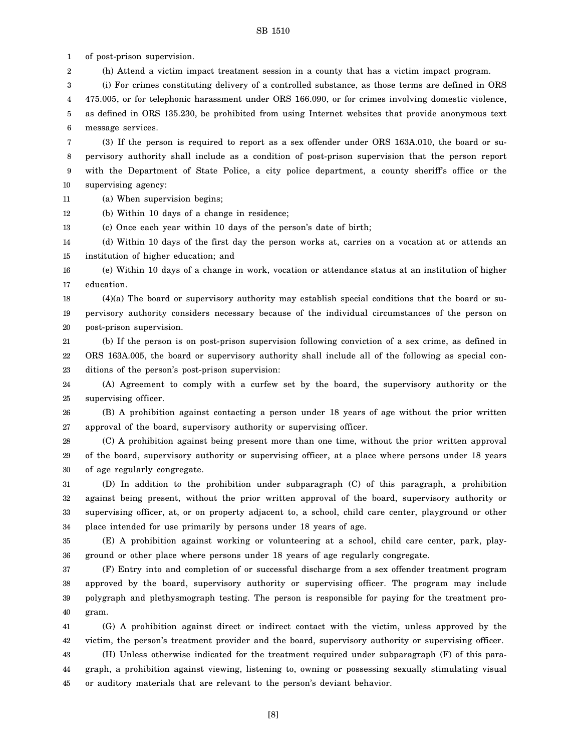of post-prison supervision.

(h) Attend a victim impact treatment session in a county that has a victim impact program.

(i) For crimes constituting delivery of a controlled substance, as those terms are defined in ORS 475.005, or for telephonic harassment under ORS 166.090, or for crimes involving domestic violence, as defined in ORS 135.230, be prohibited from using Internet websites that provide anonymous text message services.

(3) If the person is required to report as a sex offender under ORS 163A.010, the board or supervisory authority shall include as a condition of post-prison supervision that the person report with the Department of State Police, a city police department, a county sheriff's office or the supervising agency:

(a) When supervision begins;

(b) Within 10 days of a change in residence;

(c) Once each year within 10 days of the person's date of birth;

(d) Within 10 days of the first day the person works at, carries on a vocation at or attends an institution of higher education; and

(e) Within 10 days of a change in work, vocation or attendance status at an institution of higher education.

(4)(a) The board or supervisory authority may establish special conditions that the board or supervisory authority considers necessary because of the individual circumstances of the person on post-prison supervision.

(b) If the person is on post-prison supervision following conviction of a sex crime, as defined in ORS 163A.005, the board or supervisory authority shall include all of the following as special conditions of the person's post-prison supervision:

(A) Agreement to comply with a curfew set by the board, the supervisory authority or the supervising officer.

(B) A prohibition against contacting a person under 18 years of age without the prior written approval of the board, supervisory authority or supervising officer.

(C) A prohibition against being present more than one time, without the prior written approval of the board, supervisory authority or supervising officer, at a place where persons under 18 years of age regularly congregate.

(D) In addition to the prohibition under subparagraph (C) of this paragraph, a prohibition against being present, without the prior written approval of the board, supervisory authority or supervising officer, at, or on property adjacent to, a school, child care center, playground or other place intended for use primarily by persons under 18 years of age.

(E) A prohibition against working or volunteering at a school, child care center, park, playground or other place where persons under 18 years of age regularly congregate.

(F) Entry into and completion of or successful discharge from a sex offender treatment program approved by the board, supervisory authority or supervising officer. The program may include polygraph and plethysmograph testing. The person is responsible for paying for the treatment program.

(G) A prohibition against direct or indirect contact with the victim, unless approved by the victim, the person's treatment provider and the board, supervisory authority or supervising officer.

(H) Unless otherwise indicated for the treatment required under subparagraph (F) of this paragraph, a prohibition against viewing, listening to, owning or possessing sexually stimulating visual or auditory materials that are relevant to the person's deviant behavior.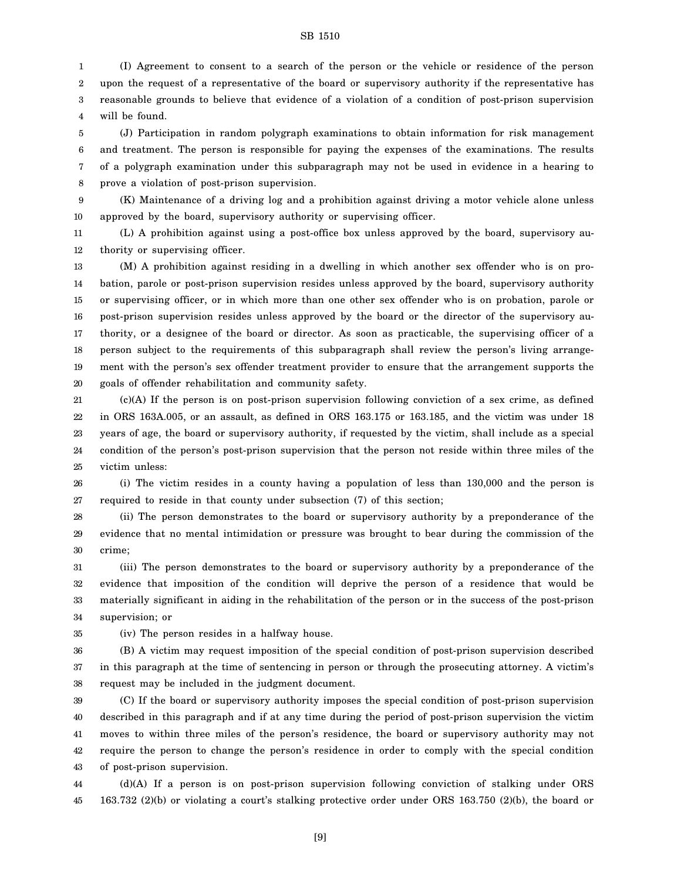(I) Agreement to consent to a search of the person or the vehicle or residence of the person upon the request of a representative of the board or supervisory authority if the representative has reasonable grounds to believe that evidence of a violation of a condition of post-prison supervision will be found.

(J) Participation in random polygraph examinations to obtain information for risk management and treatment. The person is responsible for paying the expenses of the examinations. The results of a polygraph examination under this subparagraph may not be used in evidence in a hearing to prove a violation of post-prison supervision.

(K) Maintenance of a driving log and a prohibition against driving a motor vehicle alone unless approved by the board, supervisory authority or supervising officer.

(L) A prohibition against using a post-office box unless approved by the board, supervisory authority or supervising officer.

(M) A prohibition against residing in a dwelling in which another sex offender who is on probation, parole or post-prison supervision resides unless approved by the board, supervisory authority or supervising officer, or in which more than one other sex offender who is on probation, parole or post-prison supervision resides unless approved by the board or the director of the supervisory authority, or a designee of the board or director. As soon as practicable, the supervising officer of a person subject to the requirements of this subparagraph shall review the person's living arrangement with the person's sex offender treatment provider to ensure that the arrangement supports the goals of offender rehabilitation and community safety.

(c)(A) If the person is on post-prison supervision following conviction of a sex crime, as defined in ORS 163A.005, or an assault, as defined in ORS 163.175 or 163.185, and the victim was under 18 years of age, the board or supervisory authority, if requested by the victim, shall include as a special condition of the person's post-prison supervision that the person not reside within three miles of the victim unless:

(i) The victim resides in a county having a population of less than 130,000 and the person is required to reside in that county under subsection (7) of this section;

(ii) The person demonstrates to the board or supervisory authority by a preponderance of the evidence that no mental intimidation or pressure was brought to bear during the commission of the crime;

(iii) The person demonstrates to the board or supervisory authority by a preponderance of the evidence that imposition of the condition will deprive the person of a residence that would be materially significant in aiding in the rehabilitation of the person or in the success of the post-prison supervision; or

(iv) The person resides in a halfway house.

(B) A victim may request imposition of the special condition of post-prison supervision described in this paragraph at the time of sentencing in person or through the prosecuting attorney. A victim's request may be included in the judgment document.

(C) If the board or supervisory authority imposes the special condition of post-prison supervision described in this paragraph and if at any time during the period of post-prison supervision the victim moves to within three miles of the person's residence, the board or supervisory authority may not require the person to change the person's residence in order to comply with the special condition of post-prison supervision.

(d)(A) If a person is on post-prison supervision following conviction of stalking under ORS 163.732 (2)(b) or violating a court's stalking protective order under ORS 163.750 (2)(b), the board or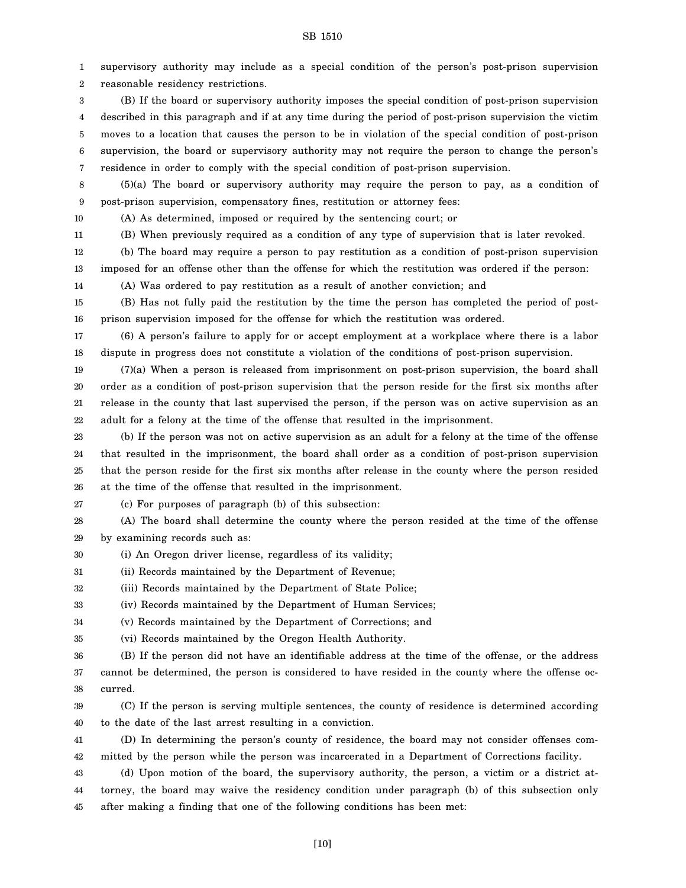supervisory authority may include as a special condition of the person's post-prison supervision reasonable residency restrictions.

(B) If the board or supervisory authority imposes the special condition of post-prison supervision described in this paragraph and if at any time during the period of post-prison supervision the victim moves to a location that causes the person to be in violation of the special condition of post-prison supervision, the board or supervisory authority may not require the person to change the person's residence in order to comply with the special condition of post-prison supervision.

(5)(a) The board or supervisory authority may require the person to pay, as a condition of post-prison supervision, compensatory fines, restitution or attorney fees:

(A) As determined, imposed or required by the sentencing court; or

(B) When previously required as a condition of any type of supervision that is later revoked.

(b) The board may require a person to pay restitution as a condition of post-prison supervision imposed for an offense other than the offense for which the restitution was ordered if the person:

(A) Was ordered to pay restitution as a result of another conviction; and

(B) Has not fully paid the restitution by the time the person has completed the period of post-prison supervision imposed for the offense for which the restitution was ordered.

(6) A person's failure to apply for or accept employment at a workplace where there is a labor dispute in progress does not constitute a violation of the conditions of post-prison supervision.

(7)(a) When a person is released from imprisonment on post-prison supervision, the board shall order as a condition of post-prison supervision that the person reside for the first six months after release in the county that last supervised the person, if the person was on active supervision as an adult for a felony at the time of the offense that resulted in the imprisonment.

(b) If the person was not on active supervision as an adult for a felony at the time of the offense that resulted in the imprisonment, the board shall order as a condition of post-prison supervision that the person reside for the first six months after release in the county where the person resided at the time of the offense that resulted in the imprisonment.

(c) For purposes of paragraph (b) of this subsection:

(A) The board shall determine the county where the person resided at the time of the offense by examining records such as:

(i) An Oregon driver license, regardless of its validity;

(ii) Records maintained by the Department of Revenue;

(iii) Records maintained by the Department of State Police;

(iv) Records maintained by the Department of Human Services;

(v) Records maintained by the Department of Corrections; and

(vi) Records maintained by the Oregon Health Authority.

(B) If the person did not have an identifiable address at the time of the offense, or the address cannot be determined, the person is considered to have resided in the county where the offense occurred.

(C) If the person is serving multiple sentences, the county of residence is determined according to the date of the last arrest resulting in a conviction.

(D) In determining the person's county of residence, the board may not consider offenses committed by the person while the person was incarcerated in a Department of Corrections facility.

(d) Upon motion of the board, the supervisory authority, the person, a victim or a district attorney, the board may waive the residency condition under paragraph (b) of this subsection only after making a finding that one of the following conditions has been met: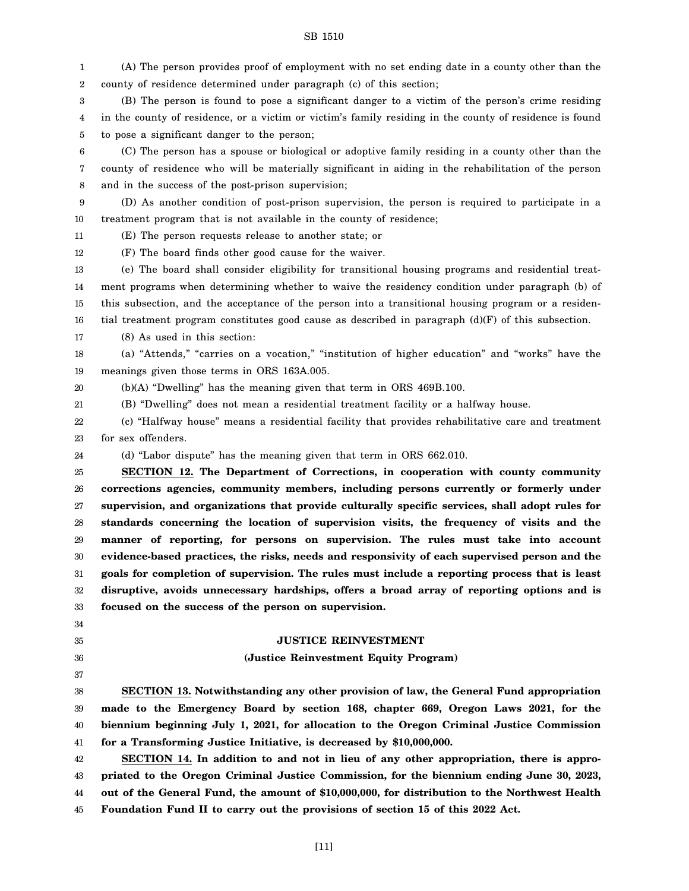(A) The person provides proof of employment with no set ending date in a county other than the county of residence determined under paragraph (c) of this section;

(B) The person is found to pose a significant danger to a victim of the person's crime residing in the county of residence, or a victim or victim's family residing in the county of residence is found to pose a significant danger to the person;

(C) The person has a spouse or biological or adoptive family residing in a county other than the county of residence who will be materially significant in aiding in the rehabilitation of the person and in the success of the post-prison supervision;

(D) As another condition of post-prison supervision, the person is required to participate in a treatment program that is not available in the county of residence;

(E) The person requests release to another state; or

(F) The board finds other good cause for the waiver.

(e) The board shall consider eligibility for transitional housing programs and residential treatment programs when determining whether to waive the residency condition under paragraph (b) of this subsection, and the acceptance of the person into a transitional housing program or a residential treatment program constitutes good cause as described in paragraph (d)(F) of this subsection.

(8) As used in this section:

(a) "Attends," "carries on a vocation," "institution of higher education" and "works" have the meanings given those terms in ORS 163A.005.

(b)(A) "Dwelling" has the meaning given that term in ORS 469B.100.

(B) "Dwelling" does not mean a residential treatment facility or a halfway house.

(c) "Halfway house" means a residential facility that provides rehabilitative care and treatment for sex offenders.

(d) "Labor dispute" has the meaning given that term in ORS 662.010.

**SECTION 12. The Department of Corrections, in cooperation with county community corrections agencies, community members, including persons currently or formerly under supervision, and organizations that provide culturally specific services, shall adopt rules for standards concerning the location of supervision visits, the frequency of visits and the manner of reporting, for persons on supervision. The rules must take into account evidence-based practices, the risks, needs and responsivity of each supervised person and the goals for completion of supervision. The rules must include a reporting process that is least disruptive, avoids unnecessary hardships, offers a broad array of reporting options and is focused on the success of the person on supervision.**

## JUSTICE REINVESTMENT

### (Justice Reinvestment Equity Program)

**SECTION 13. Notwithstanding any other provision of law, the General Fund appropriation made to the Emergency Board by section 168, chapter 669, Oregon Laws 2021, for the biennium beginning July 1, 2021, for allocation to the Oregon Criminal Justice Commission for a Transforming Justice Initiative, is decreased by $10,000,000.**

**SECTION 14. In addition to and not in lieu of any other appropriation, there is appropriated to the Oregon Criminal Justice Commission, for the biennium ending June 30, 2023, out of the General Fund, the amount of $10,000,000, for distribution to the Northwest Health Foundation Fund II to carry out the provisions of section 15 of this 2022 Act.**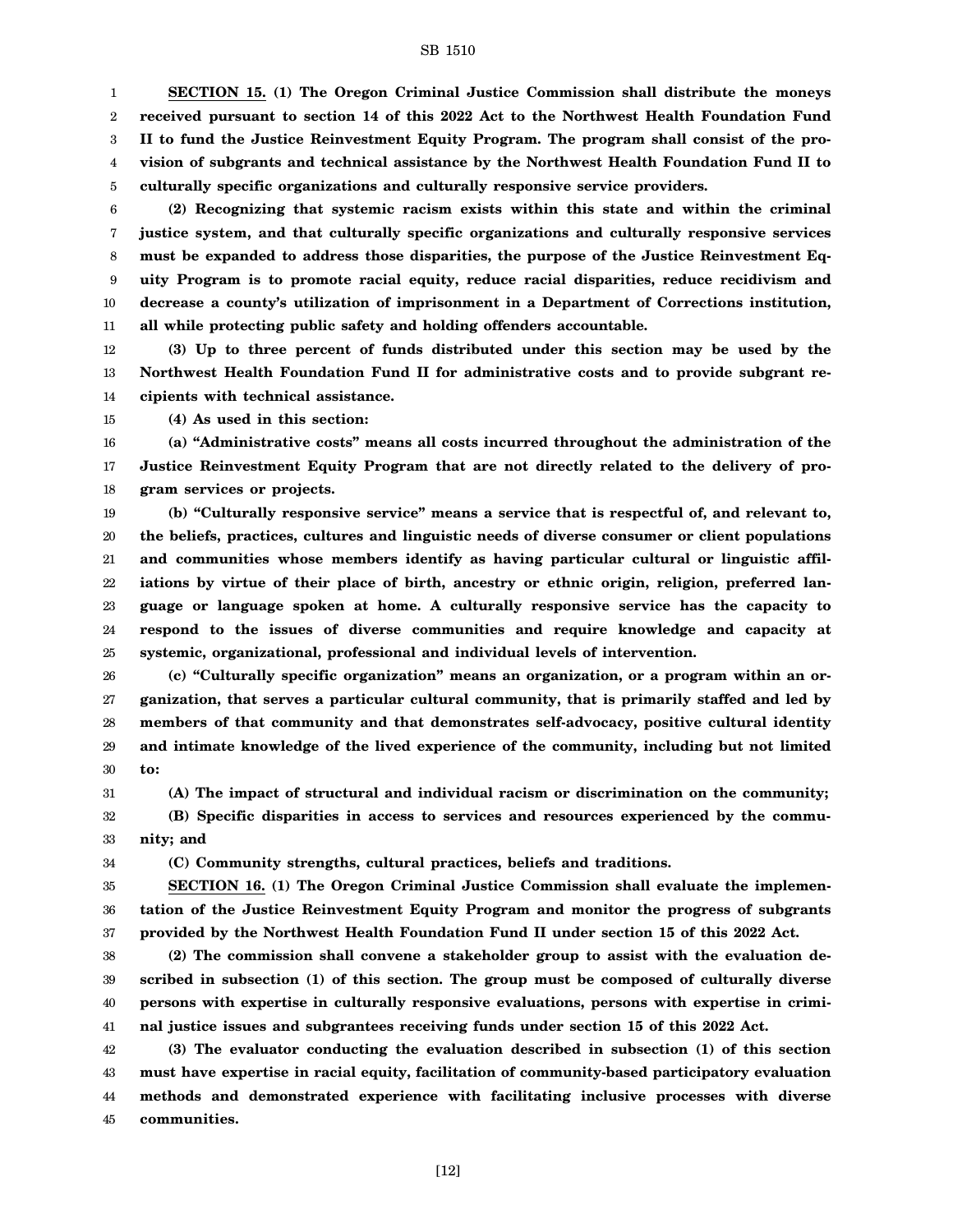**SECTION 15. (1) The Oregon Criminal Justice Commission shall distribute the moneys received pursuant to section 14 of this 2022 Act to the Northwest Health Foundation Fund II to fund the Justice Reinvestment Equity Program. The program shall consist of the provision of subgrants and technical assistance by the Northwest Health Foundation Fund II to culturally specific organizations and culturally responsive service providers.**

**(2) Recognizing that systemic racism exists within this state and within the criminal justice system, and that culturally specific organizations and culturally responsive services must be expanded to address those disparities, the purpose of the Justice Reinvestment Equity Program is to promote racial equity, reduce racial disparities, reduce recidivism and decrease a county's utilization of imprisonment in a Department of Corrections institution, all while protecting public safety and holding offenders accountable.**

**(3) Up to three percent of funds distributed under this section may be used by the Northwest Health Foundation Fund II for administrative costs and to provide subgrant recipients with technical assistance.**

**(4) As used in this section:**

**(a) "Administrative costs" means all costs incurred throughout the administration of the Justice Reinvestment Equity Program that are not directly related to the delivery of program services or projects.**

**(b) "Culturally responsive service" means a service that is respectful of, and relevant to, the beliefs, practices, cultures and linguistic needs of diverse consumer or client populations and communities whose members identify as having particular cultural or linguistic affiliations by virtue of their place of birth, ancestry or ethnic origin, religion, preferred language or language spoken at home. A culturally responsive service has the capacity to respond to the issues of diverse communities and require knowledge and capacity at systemic, organizational, professional and individual levels of intervention.**

**(c) "Culturally specific organization" means an organization, or a program within an organization, that serves a particular cultural community, that is primarily staffed and led by members of that community and that demonstrates self-advocacy, positive cultural identity and intimate knowledge of the lived experience of the community, including but not limited to:**

**(A) The impact of structural and individual racism or discrimination on the community;**

**(B) Specific disparities in access to services and resources experienced by the community; and**

**(C) Community strengths, cultural practices, beliefs and traditions.**

**SECTION 16. (1) The Oregon Criminal Justice Commission shall evaluate the implementation of the Justice Reinvestment Equity Program and monitor the progress of subgrants provided by the Northwest Health Foundation Fund II under section 15 of this 2022 Act.**

**(2) The commission shall convene a stakeholder group to assist with the evaluation described in subsection (1) of this section. The group must be composed of culturally diverse persons with expertise in culturally responsive evaluations, persons with expertise in criminal justice issues and subgrantees receiving funds under section 15 of this 2022 Act.**

**(3) The evaluator conducting the evaluation described in subsection (1) of this section must have expertise in racial equity, facilitation of community-based participatory evaluation methods and demonstrated experience with facilitating inclusive processes with diverse communities.**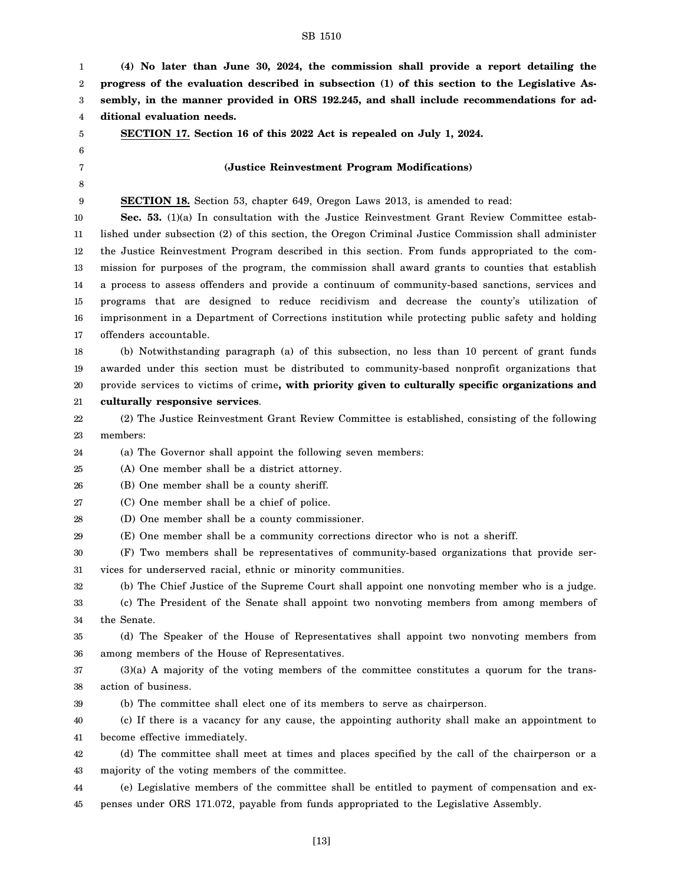**(4) No later than June 30, 2024, the commission shall provide a report detailing the progress of the evaluation described in subsection (1) of this section to the Legislative Assembly, in the manner provided in ORS 192.245, and shall include recommendations for additional evaluation needs.**

**SECTION 17. Section 16 of this 2022 Act is repealed on July 1, 2024.**

**(Justice Reinvestment Program Modifications)**

**SECTION 18.** Section 53, chapter 649, Oregon Laws 2013, is amended to read:

**Sec. 53.** (1)(a) In consultation with the Justice Reinvestment Grant Review Committee established under subsection (2) of this section, the Oregon Criminal Justice Commission shall administer the Justice Reinvestment Program described in this section. From funds appropriated to the commission for purposes of the program, the commission shall award grants to counties that establish a process to assess offenders and provide a continuum of community-based sanctions, services and programs that are designed to reduce recidivism and decrease the county's utilization of imprisonment in a Department of Corrections institution while protecting public safety and holding offenders accountable.

(b) Notwithstanding paragraph (a) of this subsection, no less than 10 percent of grant funds awarded under this section must be distributed to community-based nonprofit organizations that provide services to victims of crime**, with priority given to culturally specific organizations and culturally responsive services**.

(2) The Justice Reinvestment Grant Review Committee is established, consisting of the following members:

(a) The Governor shall appoint the following seven members:

(A) One member shall be a district attorney.

(B) One member shall be a county sheriff.

(C) One member shall be a chief of police.

(D) One member shall be a county commissioner.

(E) One member shall be a community corrections director who is not a sheriff.

(F) Two members shall be representatives of community-based organizations that provide services for underserved racial, ethnic or minority communities.

(b) The Chief Justice of the Supreme Court shall appoint one nonvoting member who is a judge.

(c) The President of the Senate shall appoint two nonvoting members from among members of the Senate.

(d) The Speaker of the House of Representatives shall appoint two nonvoting members from among members of the House of Representatives.

(3)(a) A majority of the voting members of the committee constitutes a quorum for the transaction of business.

(b) The committee shall elect one of its members to serve as chairperson.

(c) If there is a vacancy for any cause, the appointing authority shall make an appointment to become effective immediately.

(d) The committee shall meet at times and places specified by the call of the chairperson or a majority of the voting members of the committee.

(e) Legislative members of the committee shall be entitled to payment of compensation and expenses under ORS 171.072, payable from funds appropriated to the Legislative Assembly.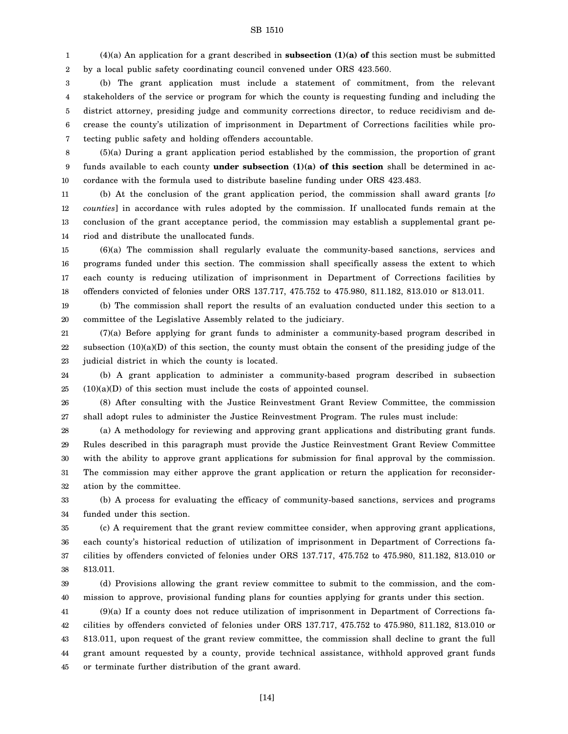(4)(a) An application for a grant described in **subsection (1)(a) of** this section must be submitted by a local public safety coordinating council convened under ORS 423.560.

(b) The grant application must include a statement of commitment, from the relevant stakeholders of the service or program for which the county is requesting funding and including the district attorney, presiding judge and community corrections director, to reduce recidivism and decrease the county's utilization of imprisonment in Department of Corrections facilities while protecting public safety and holding offenders accountable.

(5)(a) During a grant application period established by the commission, the proportion of grant funds available to each county **under subsection (1)(a) of this section** shall be determined in accordance with the formula used to distribute baseline funding under ORS 423.483.

(b) At the conclusion of the grant application period, the commission shall award grants [*to counties*] in accordance with rules adopted by the commission. If unallocated funds remain at the conclusion of the grant acceptance period, the commission may establish a supplemental grant period and distribute the unallocated funds.

(6)(a) The commission shall regularly evaluate the community-based sanctions, services and programs funded under this section. The commission shall specifically assess the extent to which each county is reducing utilization of imprisonment in Department of Corrections facilities by offenders convicted of felonies under ORS 137.717, 475.752 to 475.980, 811.182, 813.010 or 813.011.

(b) The commission shall report the results of an evaluation conducted under this section to a committee of the Legislative Assembly related to the judiciary.

(7)(a) Before applying for grant funds to administer a community-based program described in subsection (10)(a)(D) of this section, the county must obtain the consent of the presiding judge of the judicial district in which the county is located.

(b) A grant application to administer a community-based program described in subsection (10)(a)(D) of this section must include the costs of appointed counsel.

(8) After consulting with the Justice Reinvestment Grant Review Committee, the commission shall adopt rules to administer the Justice Reinvestment Program. The rules must include:

(a) A methodology for reviewing and approving grant applications and distributing grant funds. Rules described in this paragraph must provide the Justice Reinvestment Grant Review Committee with the ability to approve grant applications for submission for final approval by the commission. The commission may either approve the grant application or return the application for reconsideration by the committee.

(b) A process for evaluating the efficacy of community-based sanctions, services and programs funded under this section.

(c) A requirement that the grant review committee consider, when approving grant applications, each county's historical reduction of utilization of imprisonment in Department of Corrections facilities by offenders convicted of felonies under ORS 137.717, 475.752 to 475.980, 811.182, 813.010 or 813.011.

(d) Provisions allowing the grant review committee to submit to the commission, and the commission to approve, provisional funding plans for counties applying for grants under this section.

(9)(a) If a county does not reduce utilization of imprisonment in Department of Corrections facilities by offenders convicted of felonies under ORS 137.717, 475.752 to 475.980, 811.182, 813.010 or 813.011, upon request of the grant review committee, the commission shall decline to grant the full grant amount requested by a county, provide technical assistance, withhold approved grant funds or terminate further distribution of the grant award.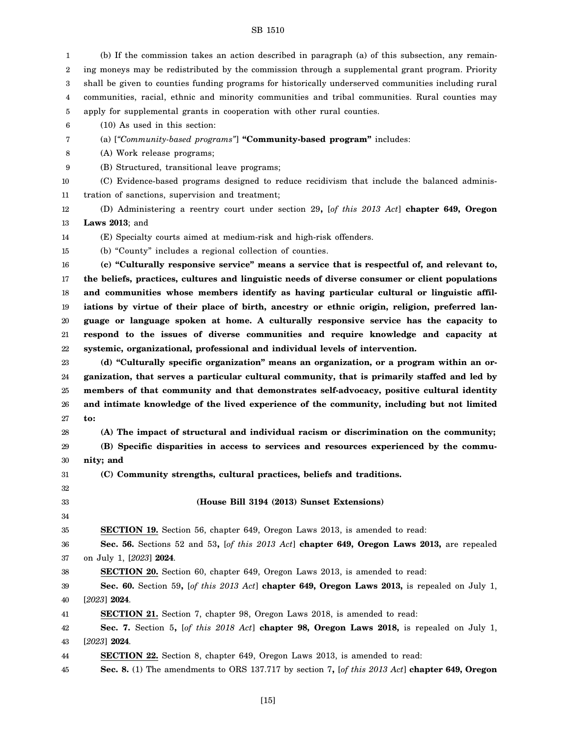(b) If the commission takes an action described in paragraph (a) of this subsection, any remaining moneys may be redistributed by the commission through a supplemental grant program. Priority shall be given to counties funding programs for historically underserved communities including rural communities, racial, ethnic and minority communities and tribal communities. Rural counties may apply for supplemental grants in cooperation with other rural counties.

(10) As used in this section:

(a) [*"Community-based programs"*] **"Community-based program"** includes:

(A) Work release programs;

(B) Structured, transitional leave programs;

(C) Evidence-based programs designed to reduce recidivism that include the balanced administration of sanctions, supervision and treatment;

(D) Administering a reentry court under section 29**,** [*of this 2013 Act*] **chapter 649, Oregon Laws 2013**; and

(E) Specialty courts aimed at medium-risk and high-risk offenders.

(b) "County" includes a regional collection of counties.

**(c) "Culturally responsive service" means a service that is respectful of, and relevant to, the beliefs, practices, cultures and linguistic needs of diverse consumer or client populations and communities whose members identify as having particular cultural or linguistic affiliations by virtue of their place of birth, ancestry or ethnic origin, religion, preferred language or language spoken at home. A culturally responsive service has the capacity to respond to the issues of diverse communities and require knowledge and capacity at systemic, organizational, professional and individual levels of intervention.**

**(d) "Culturally specific organization" means an organization, or a program within an organization, that serves a particular cultural community, that is primarily staffed and led by members of that community and that demonstrates self-advocacy, positive cultural identity and intimate knowledge of the lived experience of the community, including but not limited to:**

**(A) The impact of structural and individual racism or discrimination on the community;**

**(B) Specific disparities in access to services and resources experienced by the community; and**

**(C) Community strengths, cultural practices, beliefs and traditions.**

**(House Bill 3194 (2013) Sunset Extensions)**

**SECTION 19.** Section 56, chapter 649, Oregon Laws 2013, is amended to read:

**Sec. 56.** Sections 52 and 53**,** [*of this 2013 Act*] **chapter 649, Oregon Laws 2013,** are repealed on July 1, [*2023*] **2024**.

**SECTION 20.** Section 60, chapter 649, Oregon Laws 2013, is amended to read:

**Sec. 60.** Section 59**,** [*of this 2013 Act*] **chapter 649, Oregon Laws 2013,** is repealed on July 1, [*2023*] **2024**.

**SECTION 21.** Section 7, chapter 98, Oregon Laws 2018, is amended to read:

**Sec. 7.** Section 5**,** [*of this 2018 Act*] **chapter 98, Oregon Laws 2018,** is repealed on July 1, [*2023*] **2024**.

**SECTION 22.** Section 8, chapter 649, Oregon Laws 2013, is amended to read:

**Sec. 8.** (1) The amendments to ORS 137.717 by section 7**,** [*of this 2013 Act*] **chapter 649, Oregon**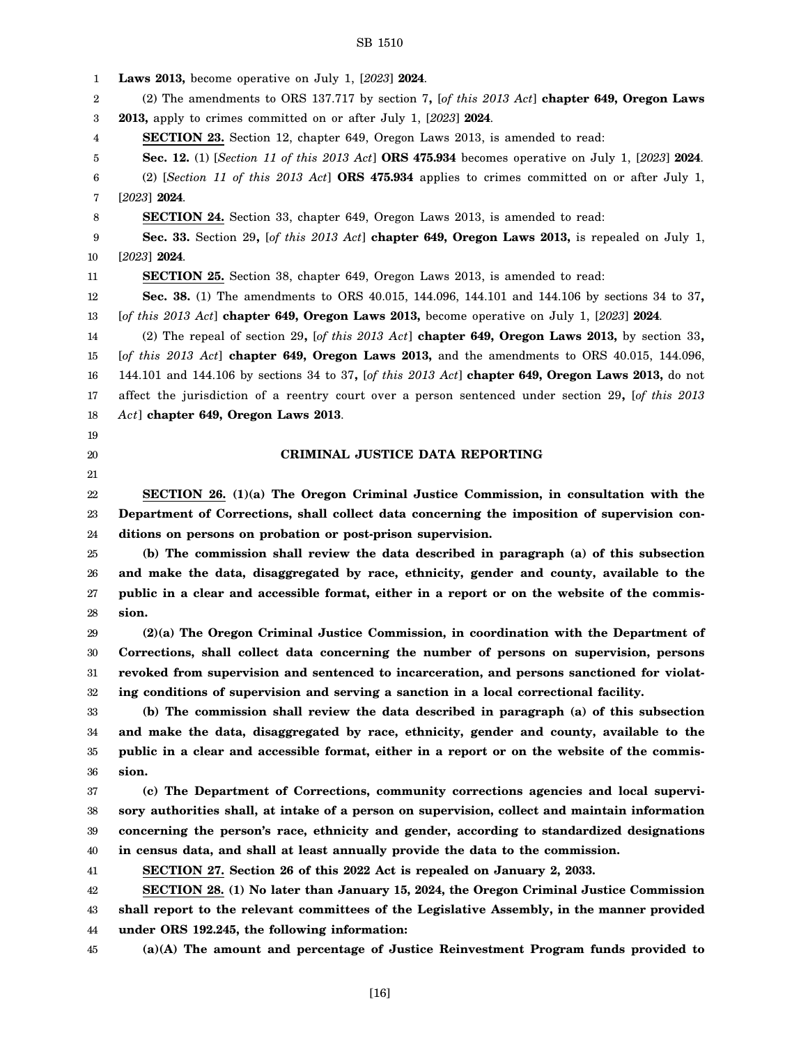**Laws 2013,** become operative on July 1, [*2023*] **2024**.

(2) The amendments to ORS 137.717 by section 7**,** [*of this 2013 Act*] **chapter 649, Oregon Laws 2013,** apply to crimes committed on or after July 1, [*2023*] **2024**.

**SECTION 23.** Section 12, chapter 649, Oregon Laws 2013, is amended to read:

**Sec. 12.** (1) [*Section 11 of this 2013 Act*] **ORS 475.934** becomes operative on July 1, [*2023*] **2024**.

(2) [*Section 11 of this 2013 Act*] **ORS 475.934** applies to crimes committed on or after July 1, [*2023*] **2024**.

**SECTION 24.** Section 33, chapter 649, Oregon Laws 2013, is amended to read:

**Sec. 33.** Section 29**,** [*of this 2013 Act*] **chapter 649, Oregon Laws 2013,** is repealed on July 1, [*2023*] **2024**.

**SECTION 25.** Section 38, chapter 649, Oregon Laws 2013, is amended to read:

**Sec. 38.** (1) The amendments to ORS 40.015, 144.096, 144.101 and 144.106 by sections 34 to 37**,** [*of this 2013 Act*] **chapter 649, Oregon Laws 2013,** become operative on July 1, [*2023*] **2024**.

(2) The repeal of section 29**,** [*of this 2013 Act*] **chapter 649, Oregon Laws 2013,** by section 33**,** [*of this 2013 Act*] **chapter 649, Oregon Laws 2013,** and the amendments to ORS 40.015, 144.096, 144.101 and 144.106 by sections 34 to 37**,** [*of this 2013 Act*] **chapter 649, Oregon Laws 2013,** do not affect the jurisdiction of a reentry court over a person sentenced under section 29**,** [*of this 2013 Act*] **chapter 649, Oregon Laws 2013**.

## CRIMINAL JUSTICE DATA REPORTING

**SECTION 26. (1)(a) The Oregon Criminal Justice Commission, in consultation with the Department of Corrections, shall collect data concerning the imposition of supervision conditions on persons on probation or post-prison supervision.**

**(b) The commission shall review the data described in paragraph (a) of this subsection and make the data, disaggregated by race, ethnicity, gender and county, available to the public in a clear and accessible format, either in a report or on the website of the commission.**

**(2)(a) The Oregon Criminal Justice Commission, in coordination with the Department of Corrections, shall collect data concerning the number of persons on supervision, persons revoked from supervision and sentenced to incarceration, and persons sanctioned for violating conditions of supervision and serving a sanction in a local correctional facility.**

**(b) The commission shall review the data described in paragraph (a) of this subsection and make the data, disaggregated by race, ethnicity, gender and county, available to the public in a clear and accessible format, either in a report or on the website of the commission.**

**(c) The Department of Corrections, community corrections agencies and local supervisory authorities shall, at intake of a person on supervision, collect and maintain information concerning the person's race, ethnicity and gender, according to standardized designations in census data, and shall at least annually provide the data to the commission.**

**SECTION 27. Section 26 of this 2022 Act is repealed on January 2, 2033.**

**SECTION 28. (1) No later than January 15, 2024, the Oregon Criminal Justice Commission shall report to the relevant committees of the Legislative Assembly, in the manner provided under ORS 192.245, the following information:**

**(a)(A) The amount and percentage of Justice Reinvestment Program funds provided to**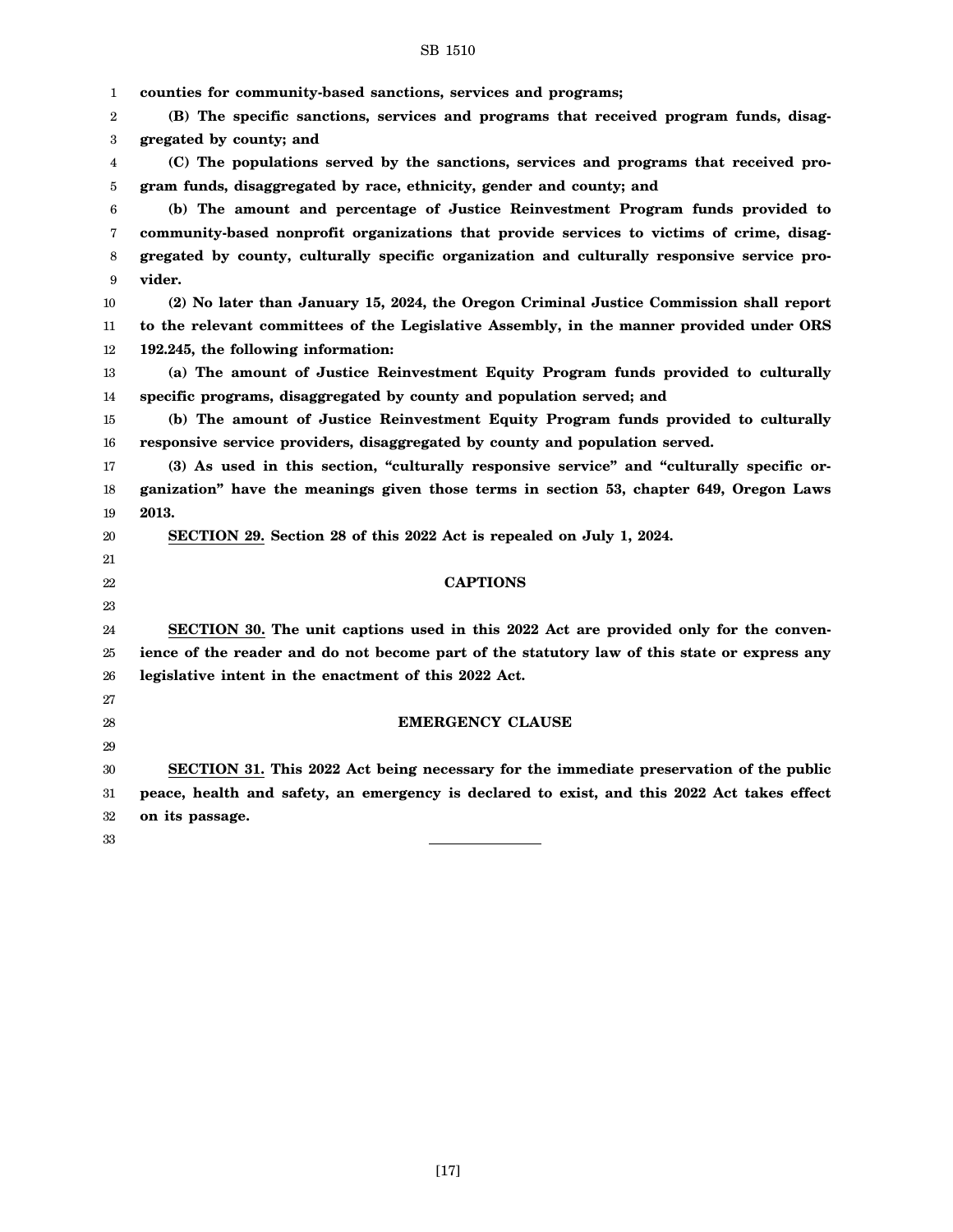**counties for community-based sanctions, services and programs;**

**(B) The specific sanctions, services and programs that received program funds, disaggregated by county; and**

**(C) The populations served by the sanctions, services and programs that received program funds, disaggregated by race, ethnicity, gender and county; and**

**(b) The amount and percentage of Justice Reinvestment Program funds provided to community-based nonprofit organizations that provide services to victims of crime, disaggregated by county, culturally specific organization and culturally responsive service provider.**

**(2) No later than January 15, 2024, the Oregon Criminal Justice Commission shall report to the relevant committees of the Legislative Assembly, in the manner provided under ORS 192.245, the following information:**

**(a) The amount of Justice Reinvestment Equity Program funds provided to culturally specific programs, disaggregated by county and population served; and**

**(b) The amount of Justice Reinvestment Equity Program funds provided to culturally responsive service providers, disaggregated by county and population served.**

**(3) As used in this section, "culturally responsive service" and "culturally specific organization" have the meanings given those terms in section 53, chapter 649, Oregon Laws 2013.**

**SECTION 29. Section 28 of this 2022 Act is repealed on July 1, 2024.**

## CAPTIONS

**SECTION 30. The unit captions used in this 2022 Act are provided only for the convenience of the reader and do not become part of the statutory law of this state or express any legislative intent in the enactment of this 2022 Act.**

## EMERGENCY CLAUSE

**SECTION 31. This 2022 Act being necessary for the immediate preservation of the public peace, health and safety, an emergency is declared to exist, and this 2022 Act takes effect on its passage.**